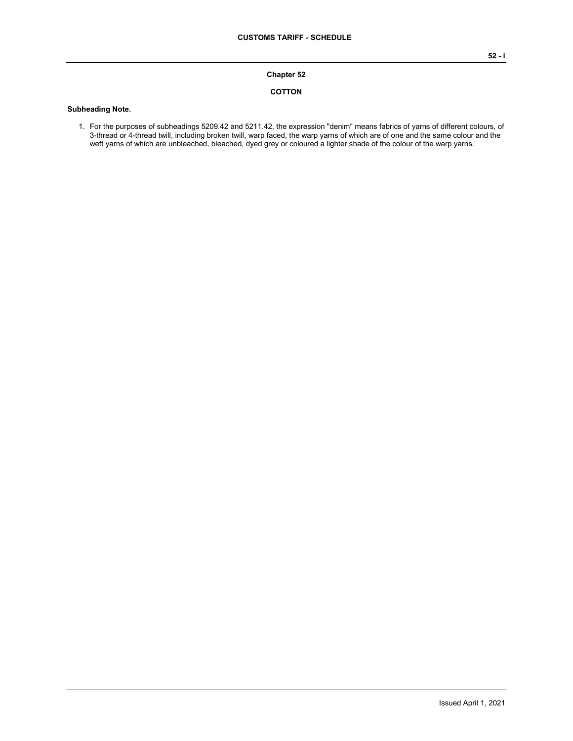# Chapter 52

## COTTON

**Subheading Note.**

1. For the purposes of subheadings 5209.42 and 5211.42, the expression "denim" means fabrics of yarns of different colours, of 3-thread or 4-thread twill, including broken twill, warp faced, the warp yarns of which are of one and the same colour and the weft yarns of which are unbleached, bleached, dyed grey or coloured a lighter shade of the colour of the warp yarns.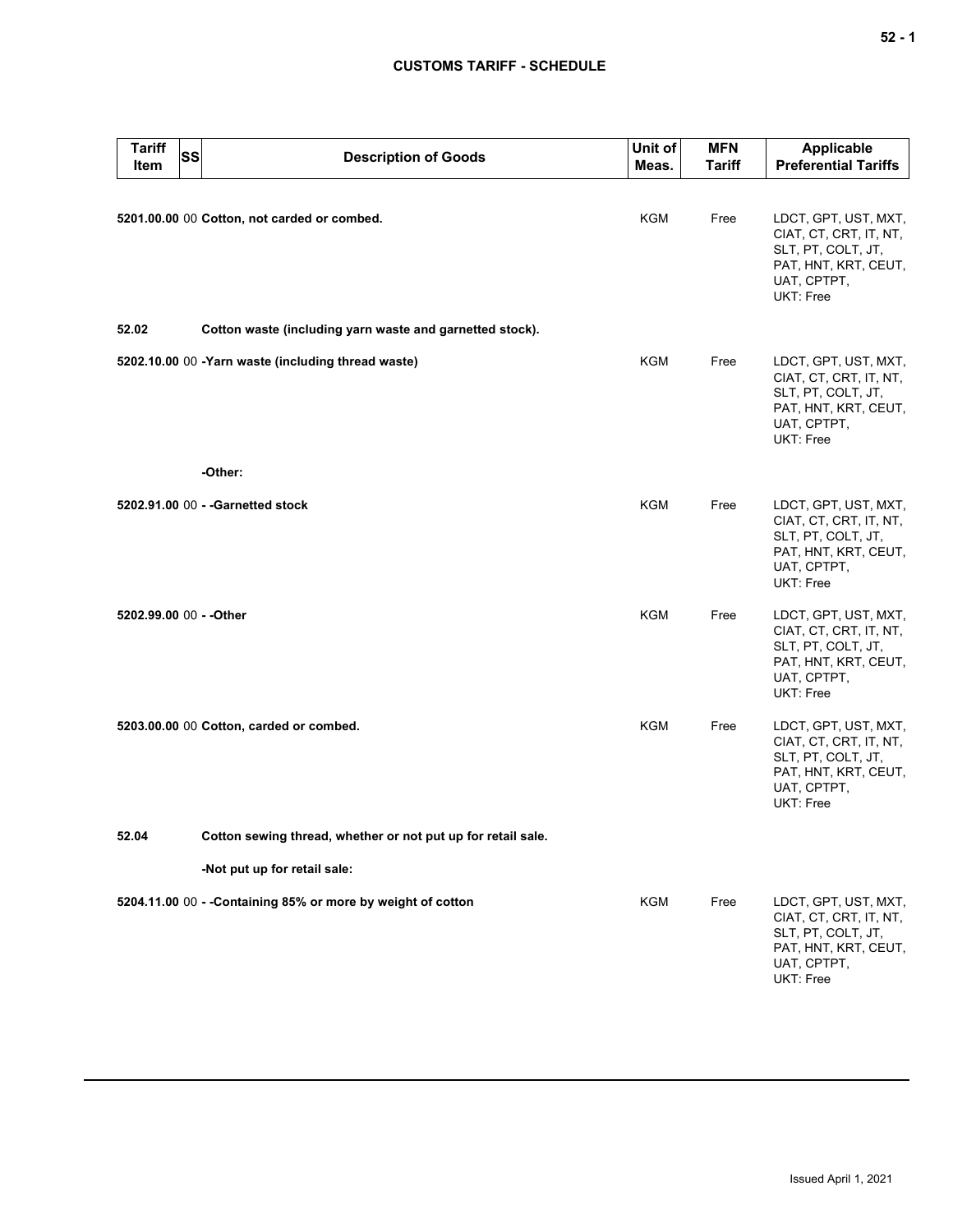| Tariff Item | SS | Description of Goods | Unit of Meas. | MFN Tariff | Applicable Preferential Tariffs |
|---|---|---|---|---|---|
| 5201.00.00 | 00 | **Cotton, not carded or combed.** | KGM | Free | LDCT, GPT, UST, MXT, CIAT, CT, CRT, IT, NT, SLT, PT, COLT, JT, PAT, HNT, KRT, CEUT, UAT, CPTPT, UKT: Free |
| 52.02 | | **Cotton waste (including yarn waste and garnetted stock).** | | | |
| 5202.10.00 | 00 | **-Yarn waste (including thread waste)** | KGM | Free | LDCT, GPT, UST, MXT, CIAT, CT, CRT, IT, NT, SLT, PT, COLT, JT, PAT, HNT, KRT, CEUT, UAT, CPTPT, UKT: Free |
| | | **-Other:** | | | |
| 5202.91.00 | 00 | **- -Garnetted stock** | KGM | Free | LDCT, GPT, UST, MXT, CIAT, CT, CRT, IT, NT, SLT, PT, COLT, JT, PAT, HNT, KRT, CEUT, UAT, CPTPT, UKT: Free |
| 5202.99.00 | 00 | **- -Other** | KGM | Free | LDCT, GPT, UST, MXT, CIAT, CT, CRT, IT, NT, SLT, PT, COLT, JT, PAT, HNT, KRT, CEUT, UAT, CPTPT, UKT: Free |
| 5203.00.00 | 00 | **Cotton, carded or combed.** | KGM | Free | LDCT, GPT, UST, MXT, CIAT, CT, CRT, IT, NT, SLT, PT, COLT, JT, PAT, HNT, KRT, CEUT, UAT, CPTPT, UKT: Free |
| 52.04 | | **Cotton sewing thread, whether or not put up for retail sale.** | | | |
| | | **-Not put up for retail sale:** | | | |
| 5204.11.00 | 00 | **- -Containing 85% or more by weight of cotton** | KGM | Free | LDCT, GPT, UST, MXT, CIAT, CT, CRT, IT, NT, SLT, PT, COLT, JT, PAT, HNT, KRT, CEUT, UAT, CPTPT, UKT: Free |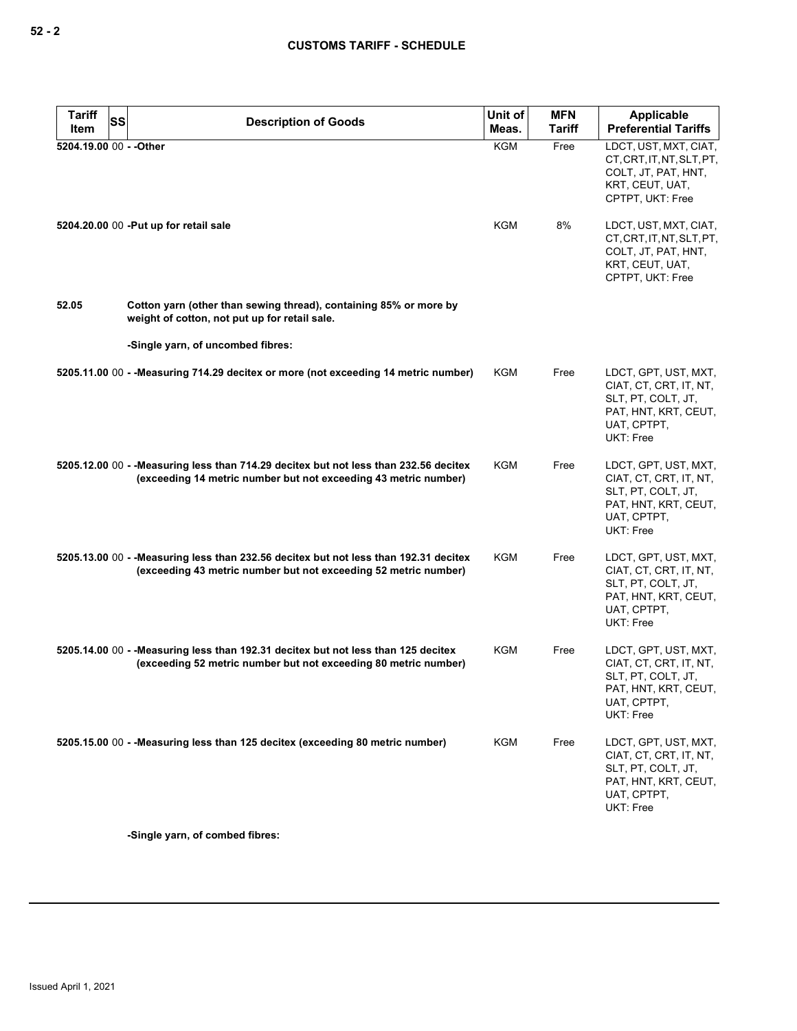| Tariff Item | SS | Description of Goods | Unit of Meas. | MFN Tariff | Applicable Preferential Tariffs |
|---|---|---|---|---|---|
| 5204.19.00 | 00 | - -Other | KGM | Free | LDCT, UST, MXT, CIAT, CT, CRT, IT, NT, SLT, PT, COLT, JT, PAT, HNT, KRT, CEUT, UAT, CPTPT, UKT: Free |
| 5204.20.00 | 00 | -Put up for retail sale | KGM | 8% | LDCT, UST, MXT, CIAT, CT, CRT, IT, NT, SLT, PT, COLT, JT, PAT, HNT, KRT, CEUT, UAT, CPTPT, UKT: Free |
| 52.05 | | Cotton yarn (other than sewing thread), containing 85% or more by weight of cotton, not put up for retail sale. | | | |
| | | -Single yarn, of uncombed fibres: | | | |
| 5205.11.00 | 00 | - -Measuring 714.29 decitex or more (not exceeding 14 metric number) | KGM | Free | LDCT, GPT, UST, MXT, CIAT, CT, CRT, IT, NT, SLT, PT, COLT, JT, PAT, HNT, KRT, CEUT, UAT, CPTPT, UKT: Free |
| 5205.12.00 | 00 | - -Measuring less than 714.29 decitex but not less than 232.56 decitex (exceeding 14 metric number but not exceeding 43 metric number) | KGM | Free | LDCT, GPT, UST, MXT, CIAT, CT, CRT, IT, NT, SLT, PT, COLT, JT, PAT, HNT, KRT, CEUT, UAT, CPTPT, UKT: Free |
| 5205.13.00 | 00 | - -Measuring less than 232.56 decitex but not less than 192.31 decitex (exceeding 43 metric number but not exceeding 52 metric number) | KGM | Free | LDCT, GPT, UST, MXT, CIAT, CT, CRT, IT, NT, SLT, PT, COLT, JT, PAT, HNT, KRT, CEUT, UAT, CPTPT, UKT: Free |
| 5205.14.00 | 00 | - -Measuring less than 192.31 decitex but not less than 125 decitex (exceeding 52 metric number but not exceeding 80 metric number) | KGM | Free | LDCT, GPT, UST, MXT, CIAT, CT, CRT, IT, NT, SLT, PT, COLT, JT, PAT, HNT, KRT, CEUT, UAT, CPTPT, UKT: Free |
| 5205.15.00 | 00 | - -Measuring less than 125 decitex (exceeding 80 metric number) | KGM | Free | LDCT, GPT, UST, MXT, CIAT, CT, CRT, IT, NT, SLT, PT, COLT, JT, PAT, HNT, KRT, CEUT, UAT, CPTPT, UKT: Free |
| | | -Single yarn, of combed fibres: | | | |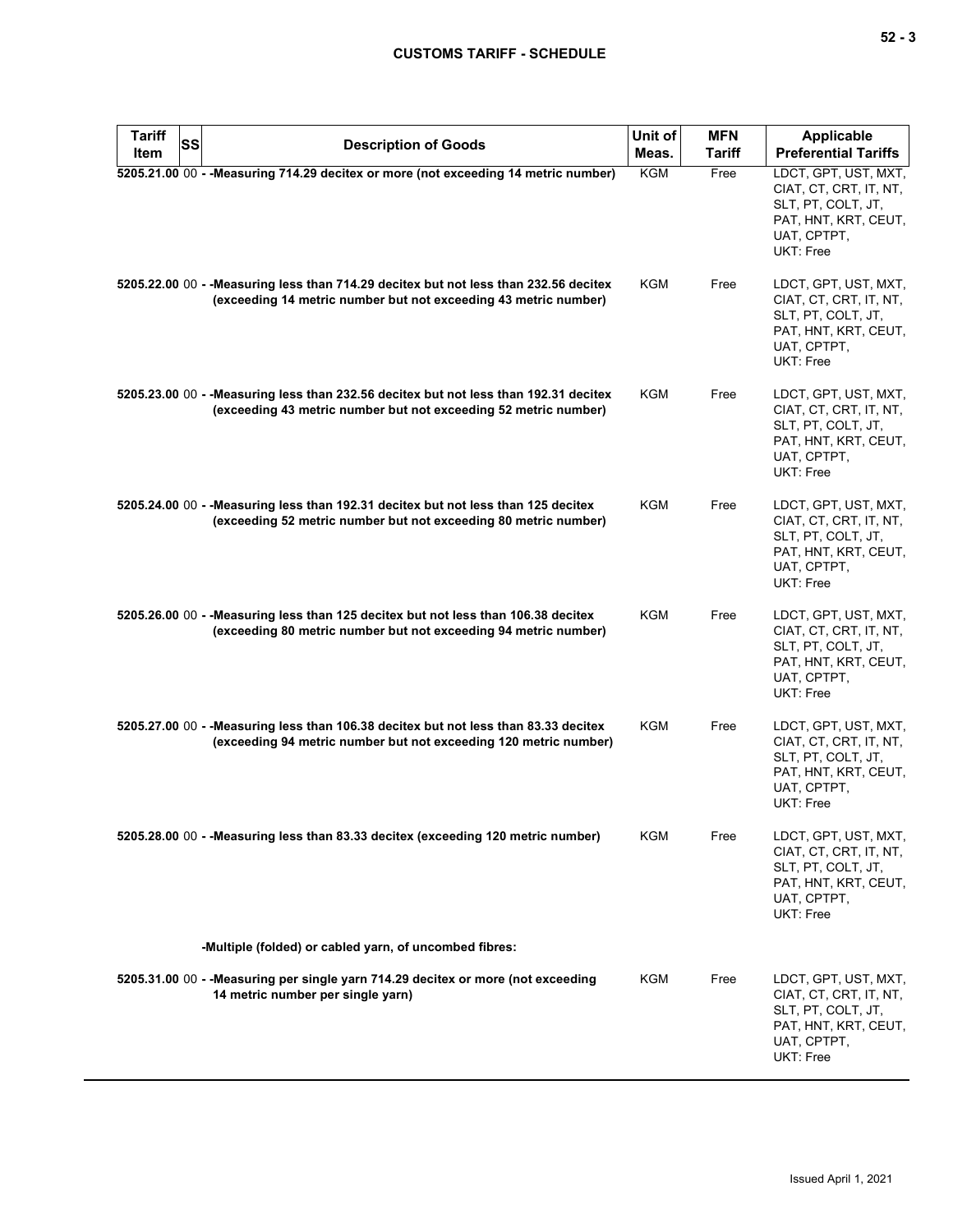| Tariff Item | SS | Description of Goods | Unit of Meas. | MFN Tariff | Applicable Preferential Tariffs |
|---|---|---|---|---|---|
| 5205.21.00 | 00 | - -Measuring 714.29 decitex or more (not exceeding 14 metric number) | KGM | Free | LDCT, GPT, UST, MXT, CIAT, CT, CRT, IT, NT, SLT, PT, COLT, JT, PAT, HNT, KRT, CEUT, UAT, CPTPT, UKT: Free |
| 5205.22.00 | 00 | - -Measuring less than 714.29 decitex but not less than 232.56 decitex (exceeding 14 metric number but not exceeding 43 metric number) | KGM | Free | LDCT, GPT, UST, MXT, CIAT, CT, CRT, IT, NT, SLT, PT, COLT, JT, PAT, HNT, KRT, CEUT, UAT, CPTPT, UKT: Free |
| 5205.23.00 | 00 | - -Measuring less than 232.56 decitex but not less than 192.31 decitex (exceeding 43 metric number but not exceeding 52 metric number) | KGM | Free | LDCT, GPT, UST, MXT, CIAT, CT, CRT, IT, NT, SLT, PT, COLT, JT, PAT, HNT, KRT, CEUT, UAT, CPTPT, UKT: Free |
| 5205.24.00 | 00 | - -Measuring less than 192.31 decitex but not less than 125 decitex (exceeding 52 metric number but not exceeding 80 metric number) | KGM | Free | LDCT, GPT, UST, MXT, CIAT, CT, CRT, IT, NT, SLT, PT, COLT, JT, PAT, HNT, KRT, CEUT, UAT, CPTPT, UKT: Free |
| 5205.26.00 | 00 | - -Measuring less than 125 decitex but not less than 106.38 decitex (exceeding 80 metric number but not exceeding 94 metric number) | KGM | Free | LDCT, GPT, UST, MXT, CIAT, CT, CRT, IT, NT, SLT, PT, COLT, JT, PAT, HNT, KRT, CEUT, UAT, CPTPT, UKT: Free |
| 5205.27.00 | 00 | - -Measuring less than 106.38 decitex but not less than 83.33 decitex (exceeding 94 metric number but not exceeding 120 metric number) | KGM | Free | LDCT, GPT, UST, MXT, CIAT, CT, CRT, IT, NT, SLT, PT, COLT, JT, PAT, HNT, KRT, CEUT, UAT, CPTPT, UKT: Free |
| 5205.28.00 | 00 | - -Measuring less than 83.33 decitex (exceeding 120 metric number) | KGM | Free | LDCT, GPT, UST, MXT, CIAT, CT, CRT, IT, NT, SLT, PT, COLT, JT, PAT, HNT, KRT, CEUT, UAT, CPTPT, UKT: Free |
| | | -Multiple (folded) or cabled yarn, of uncombed fibres: | | | |
| 5205.31.00 | 00 | - -Measuring per single yarn 714.29 decitex or more (not exceeding 14 metric number per single yarn) | KGM | Free | LDCT, GPT, UST, MXT, CIAT, CT, CRT, IT, NT, SLT, PT, COLT, JT, PAT, HNT, KRT, CEUT, UAT, CPTPT, UKT: Free |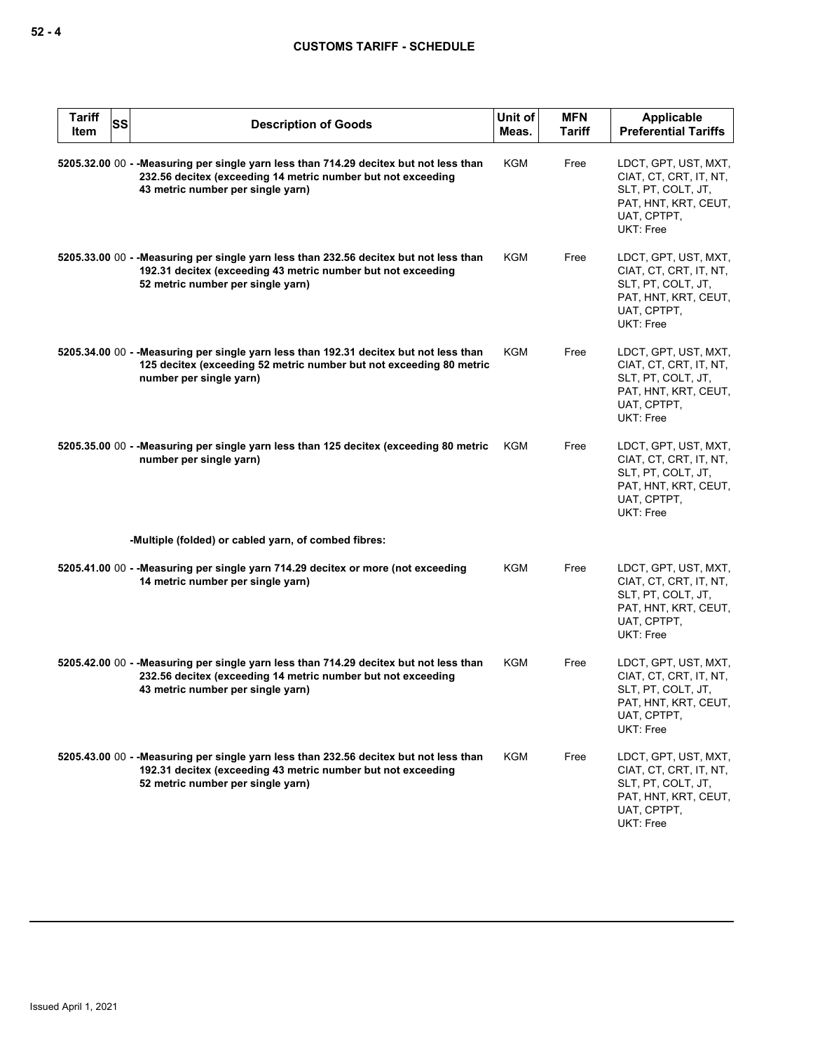| Tariff Item | SS | Description of Goods | Unit of Meas. | MFN Tariff | Applicable Preferential Tariffs |
|---|---|---|---|---|---|
| 5205.32.00 | 00 | - -Measuring per single yarn less than 714.29 decitex but not less than 232.56 decitex (exceeding 14 metric number but not exceeding 43 metric number per single yarn) | KGM | Free | LDCT, GPT, UST, MXT, CIAT, CT, CRT, IT, NT, SLT, PT, COLT, JT, PAT, HNT, KRT, CEUT, UAT, CPTPT, UKT: Free |
| 5205.33.00 | 00 | - -Measuring per single yarn less than 232.56 decitex but not less than 192.31 decitex (exceeding 43 metric number but not exceeding 52 metric number per single yarn) | KGM | Free | LDCT, GPT, UST, MXT, CIAT, CT, CRT, IT, NT, SLT, PT, COLT, JT, PAT, HNT, KRT, CEUT, UAT, CPTPT, UKT: Free |
| 5205.34.00 | 00 | - -Measuring per single yarn less than 192.31 decitex but not less than 125 decitex (exceeding 52 metric number but not exceeding 80 metric number per single yarn) | KGM | Free | LDCT, GPT, UST, MXT, CIAT, CT, CRT, IT, NT, SLT, PT, COLT, JT, PAT, HNT, KRT, CEUT, UAT, CPTPT, UKT: Free |
| 5205.35.00 | 00 | - -Measuring per single yarn less than 125 decitex (exceeding 80 metric number per single yarn) | KGM | Free | LDCT, GPT, UST, MXT, CIAT, CT, CRT, IT, NT, SLT, PT, COLT, JT, PAT, HNT, KRT, CEUT, UAT, CPTPT, UKT: Free |
| | | -Multiple (folded) or cabled yarn, of combed fibres: | | | |
| 5205.41.00 | 00 | - -Measuring per single yarn 714.29 decitex or more (not exceeding 14 metric number per single yarn) | KGM | Free | LDCT, GPT, UST, MXT, CIAT, CT, CRT, IT, NT, SLT, PT, COLT, JT, PAT, HNT, KRT, CEUT, UAT, CPTPT, UKT: Free |
| 5205.42.00 | 00 | - -Measuring per single yarn less than 714.29 decitex but not less than 232.56 decitex (exceeding 14 metric number but not exceeding 43 metric number per single yarn) | KGM | Free | LDCT, GPT, UST, MXT, CIAT, CT, CRT, IT, NT, SLT, PT, COLT, JT, PAT, HNT, KRT, CEUT, UAT, CPTPT, UKT: Free |
| 5205.43.00 | 00 | - -Measuring per single yarn less than 232.56 decitex but not less than 192.31 decitex (exceeding 43 metric number but not exceeding 52 metric number per single yarn) | KGM | Free | LDCT, GPT, UST, MXT, CIAT, CT, CRT, IT, NT, SLT, PT, COLT, JT, PAT, HNT, KRT, CEUT, UAT, CPTPT, UKT: Free |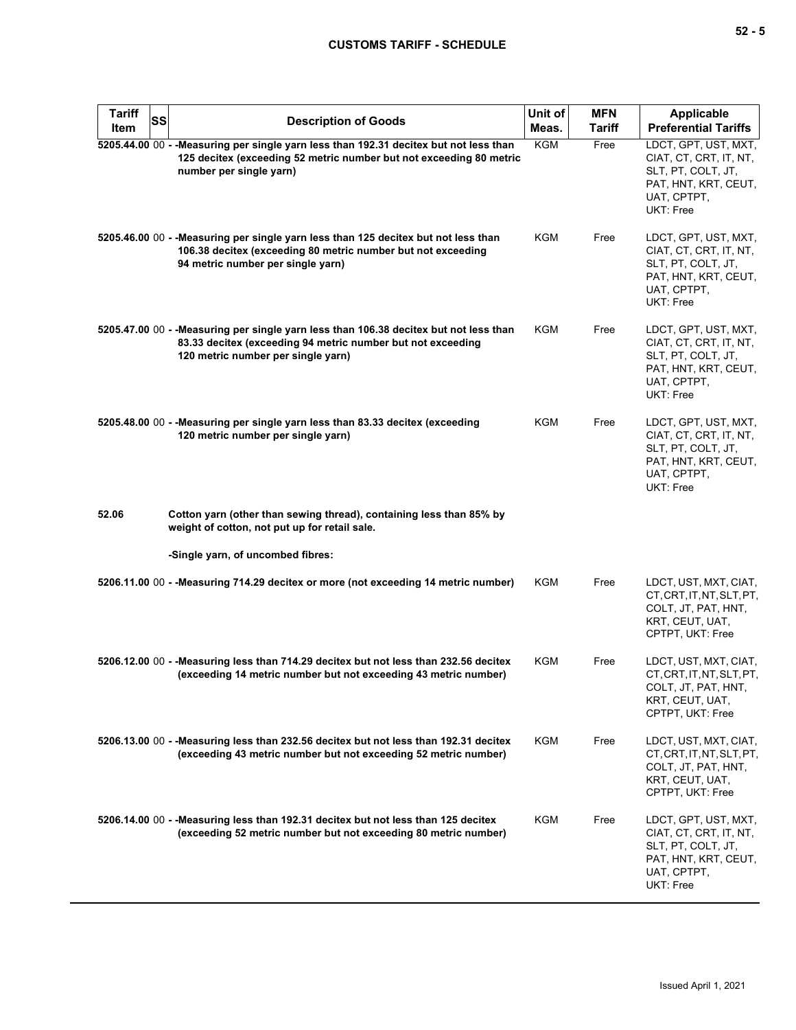| Tariff Item | SS | Description of Goods | Unit of Meas. | MFN Tariff | Applicable Preferential Tariffs |
|---|---|---|---|---|---|
| 5205.44.00 | 00 | - -Measuring per single yarn less than 192.31 decitex but not less than 125 decitex (exceeding 52 metric number but not exceeding 80 metric number per single yarn) | KGM | Free | LDCT, GPT, UST, MXT, CIAT, CT, CRT, IT, NT, SLT, PT, COLT, JT, PAT, HNT, KRT, CEUT, UAT, CPTPT, UKT: Free |
| 5205.46.00 | 00 | - -Measuring per single yarn less than 125 decitex but not less than 106.38 decitex (exceeding 80 metric number but not exceeding 94 metric number per single yarn) | KGM | Free | LDCT, GPT, UST, MXT, CIAT, CT, CRT, IT, NT, SLT, PT, COLT, JT, PAT, HNT, KRT, CEUT, UAT, CPTPT, UKT: Free |
| 5205.47.00 | 00 | - -Measuring per single yarn less than 106.38 decitex but not less than 83.33 decitex (exceeding 94 metric number but not exceeding 120 metric number per single yarn) | KGM | Free | LDCT, GPT, UST, MXT, CIAT, CT, CRT, IT, NT, SLT, PT, COLT, JT, PAT, HNT, KRT, CEUT, UAT, CPTPT, UKT: Free |
| 5205.48.00 | 00 | - -Measuring per single yarn less than 83.33 decitex (exceeding 120 metric number per single yarn) | KGM | Free | LDCT, GPT, UST, MXT, CIAT, CT, CRT, IT, NT, SLT, PT, COLT, JT, PAT, HNT, KRT, CEUT, UAT, CPTPT, UKT: Free |
| 52.06 | | Cotton yarn (other than sewing thread), containing less than 85% by weight of cotton, not put up for retail sale. | | | |
| | | -Single yarn, of uncombed fibres: | | | |
| 5206.11.00 | 00 | - -Measuring 714.29 decitex or more (not exceeding 14 metric number) | KGM | Free | LDCT, UST, MXT, CIAT, CT, CRT, IT, NT, SLT, PT, COLT, JT, PAT, HNT, KRT, CEUT, UAT, CPTPT, UKT: Free |
| 5206.12.00 | 00 | - -Measuring less than 714.29 decitex but not less than 232.56 decitex (exceeding 14 metric number but not exceeding 43 metric number) | KGM | Free | LDCT, UST, MXT, CIAT, CT, CRT, IT, NT, SLT, PT, COLT, JT, PAT, HNT, KRT, CEUT, UAT, CPTPT, UKT: Free |
| 5206.13.00 | 00 | - -Measuring less than 232.56 decitex but not less than 192.31 decitex (exceeding 43 metric number but not exceeding 52 metric number) | KGM | Free | LDCT, UST, MXT, CIAT, CT, CRT, IT, NT, SLT, PT, COLT, JT, PAT, HNT, KRT, CEUT, UAT, CPTPT, UKT: Free |
| 5206.14.00 | 00 | - -Measuring less than 192.31 decitex but not less than 125 decitex (exceeding 52 metric number but not exceeding 80 metric number) | KGM | Free | LDCT, GPT, UST, MXT, CIAT, CT, CRT, IT, NT, SLT, PT, COLT, JT, PAT, HNT, KRT, CEUT, UAT, CPTPT, UKT: Free |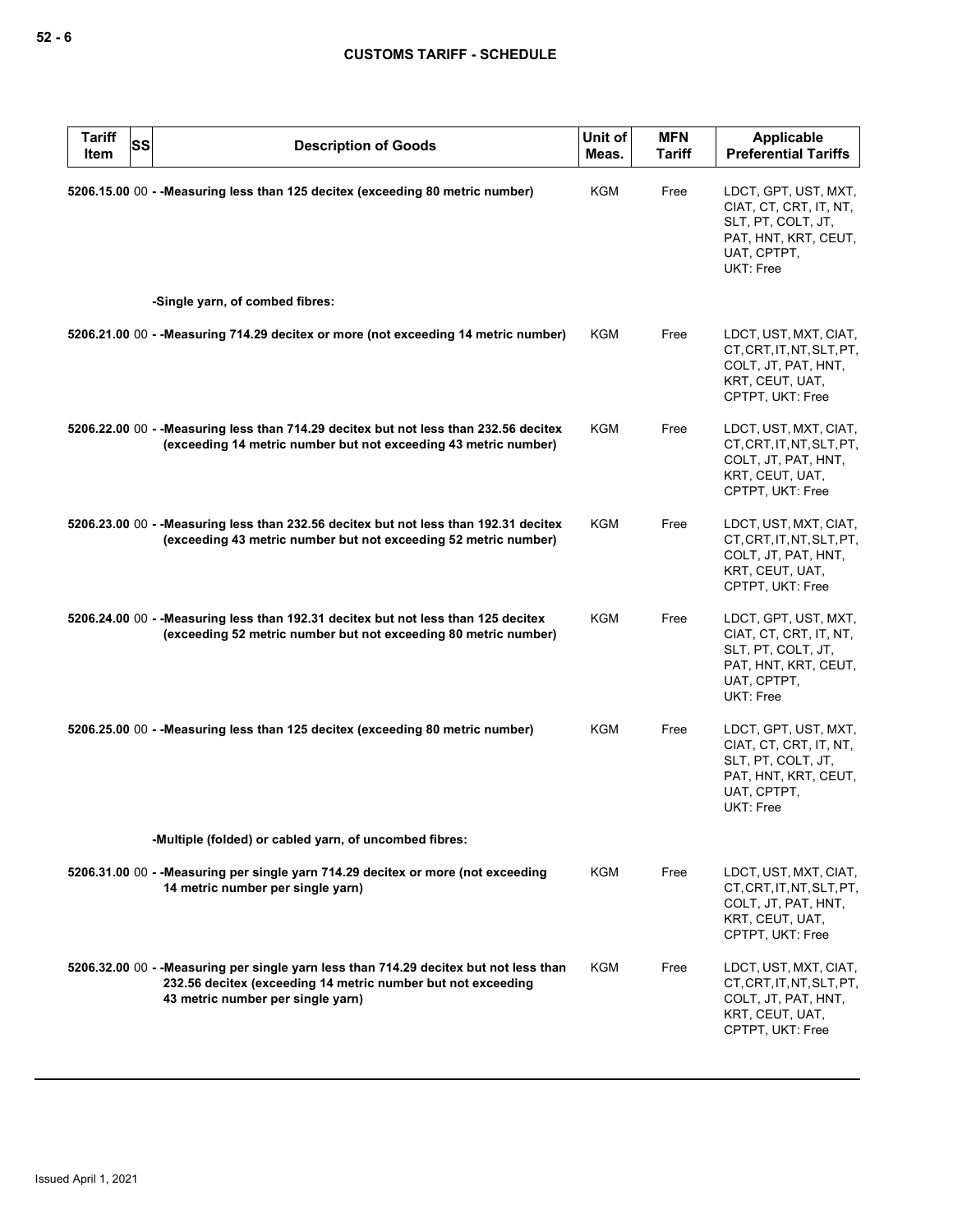| Tariff Item | SS | Description of Goods | Unit of Meas. | MFN Tariff | Applicable Preferential Tariffs |
|---|---|---|---|---|---|
| 5206.15.00 | 00 | - -Measuring less than 125 decitex (exceeding 80 metric number) | KGM | Free | LDCT, GPT, UST, MXT, CIAT, CT, CRT, IT, NT, SLT, PT, COLT, JT, PAT, HNT, KRT, CEUT, UAT, CPTPT, UKT: Free |
| | | -Single yarn, of combed fibres: | | | |
| 5206.21.00 | 00 | - -Measuring 714.29 decitex or more (not exceeding 14 metric number) | KGM | Free | LDCT, UST, MXT, CIAT, CT, CRT, IT, NT, SLT, PT, COLT, JT, PAT, HNT, KRT, CEUT, UAT, CPTPT, UKT: Free |
| 5206.22.00 | 00 | - -Measuring less than 714.29 decitex but not less than 232.56 decitex (exceeding 14 metric number but not exceeding 43 metric number) | KGM | Free | LDCT, UST, MXT, CIAT, CT, CRT, IT, NT, SLT, PT, COLT, JT, PAT, HNT, KRT, CEUT, UAT, CPTPT, UKT: Free |
| 5206.23.00 | 00 | - -Measuring less than 232.56 decitex but not less than 192.31 decitex (exceeding 43 metric number but not exceeding 52 metric number) | KGM | Free | LDCT, UST, MXT, CIAT, CT, CRT, IT, NT, SLT, PT, COLT, JT, PAT, HNT, KRT, CEUT, UAT, CPTPT, UKT: Free |
| 5206.24.00 | 00 | - -Measuring less than 192.31 decitex but not less than 125 decitex (exceeding 52 metric number but not exceeding 80 metric number) | KGM | Free | LDCT, GPT, UST, MXT, CIAT, CT, CRT, IT, NT, SLT, PT, COLT, JT, PAT, HNT, KRT, CEUT, UAT, CPTPT, UKT: Free |
| 5206.25.00 | 00 | - -Measuring less than 125 decitex (exceeding 80 metric number) | KGM | Free | LDCT, GPT, UST, MXT, CIAT, CT, CRT, IT, NT, SLT, PT, COLT, JT, PAT, HNT, KRT, CEUT, UAT, CPTPT, UKT: Free |
| | | -Multiple (folded) or cabled yarn, of uncombed fibres: | | | |
| 5206.31.00 | 00 | - -Measuring per single yarn 714.29 decitex or more (not exceeding 14 metric number per single yarn) | KGM | Free | LDCT, UST, MXT, CIAT, CT, CRT, IT, NT, SLT, PT, COLT, JT, PAT, HNT, KRT, CEUT, UAT, CPTPT, UKT: Free |
| 5206.32.00 | 00 | - -Measuring per single yarn less than 714.29 decitex but not less than 232.56 decitex (exceeding 14 metric number but not exceeding 43 metric number per single yarn) | KGM | Free | LDCT, UST, MXT, CIAT, CT, CRT, IT, NT, SLT, PT, COLT, JT, PAT, HNT, KRT, CEUT, UAT, CPTPT, UKT: Free |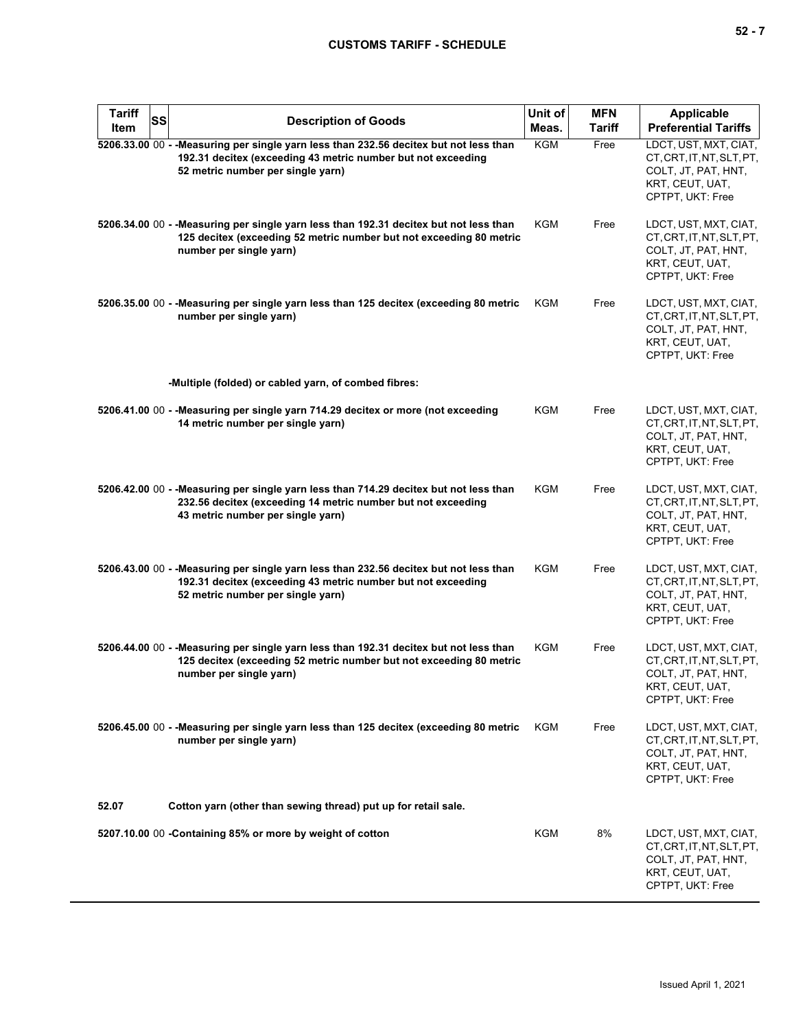| Tariff Item | SS | Description of Goods | Unit of Meas. | MFN Tariff | Applicable Preferential Tariffs |
|---|---|---|---|---|---|
| 5206.33.00 | 00 | - -Measuring per single yarn less than 232.56 decitex but not less than 192.31 decitex (exceeding 43 metric number but not exceeding 52 metric number per single yarn) | KGM | Free | LDCT, UST, MXT, CIAT, CT, CRT, IT, NT, SLT, PT, COLT, JT, PAT, HNT, KRT, CEUT, UAT, CPTPT, UKT: Free |
| 5206.34.00 | 00 | - -Measuring per single yarn less than 192.31 decitex but not less than 125 decitex (exceeding 52 metric number but not exceeding 80 metric number per single yarn) | KGM | Free | LDCT, UST, MXT, CIAT, CT, CRT, IT, NT, SLT, PT, COLT, JT, PAT, HNT, KRT, CEUT, UAT, CPTPT, UKT: Free |
| 5206.35.00 | 00 | - -Measuring per single yarn less than 125 decitex (exceeding 80 metric number per single yarn) | KGM | Free | LDCT, UST, MXT, CIAT, CT, CRT, IT, NT, SLT, PT, COLT, JT, PAT, HNT, KRT, CEUT, UAT, CPTPT, UKT: Free |
| | | -Multiple (folded) or cabled yarn, of combed fibres: | | | |
| 5206.41.00 | 00 | - -Measuring per single yarn 714.29 decitex or more (not exceeding 14 metric number per single yarn) | KGM | Free | LDCT, UST, MXT, CIAT, CT, CRT, IT, NT, SLT, PT, COLT, JT, PAT, HNT, KRT, CEUT, UAT, CPTPT, UKT: Free |
| 5206.42.00 | 00 | - -Measuring per single yarn less than 714.29 decitex but not less than 232.56 decitex (exceeding 14 metric number but not exceeding 43 metric number per single yarn) | KGM | Free | LDCT, UST, MXT, CIAT, CT, CRT, IT, NT, SLT, PT, COLT, JT, PAT, HNT, KRT, CEUT, UAT, CPTPT, UKT: Free |
| 5206.43.00 | 00 | - -Measuring per single yarn less than 232.56 decitex but not less than 192.31 decitex (exceeding 43 metric number but not exceeding 52 metric number per single yarn) | KGM | Free | LDCT, UST, MXT, CIAT, CT, CRT, IT, NT, SLT, PT, COLT, JT, PAT, HNT, KRT, CEUT, UAT, CPTPT, UKT: Free |
| 5206.44.00 | 00 | - -Measuring per single yarn less than 192.31 decitex but not less than 125 decitex (exceeding 52 metric number but not exceeding 80 metric number per single yarn) | KGM | Free | LDCT, UST, MXT, CIAT, CT, CRT, IT, NT, SLT, PT, COLT, JT, PAT, HNT, KRT, CEUT, UAT, CPTPT, UKT: Free |
| 5206.45.00 | 00 | - -Measuring per single yarn less than 125 decitex (exceeding 80 metric number per single yarn) | KGM | Free | LDCT, UST, MXT, CIAT, CT, CRT, IT, NT, SLT, PT, COLT, JT, PAT, HNT, KRT, CEUT, UAT, CPTPT, UKT: Free |
| 52.07 | | Cotton yarn (other than sewing thread) put up for retail sale. | | | |
| 5207.10.00 | 00 | -Containing 85% or more by weight of cotton | KGM | 8% | LDCT, UST, MXT, CIAT, CT, CRT, IT, NT, SLT, PT, COLT, JT, PAT, HNT, KRT, CEUT, UAT, CPTPT, UKT: Free |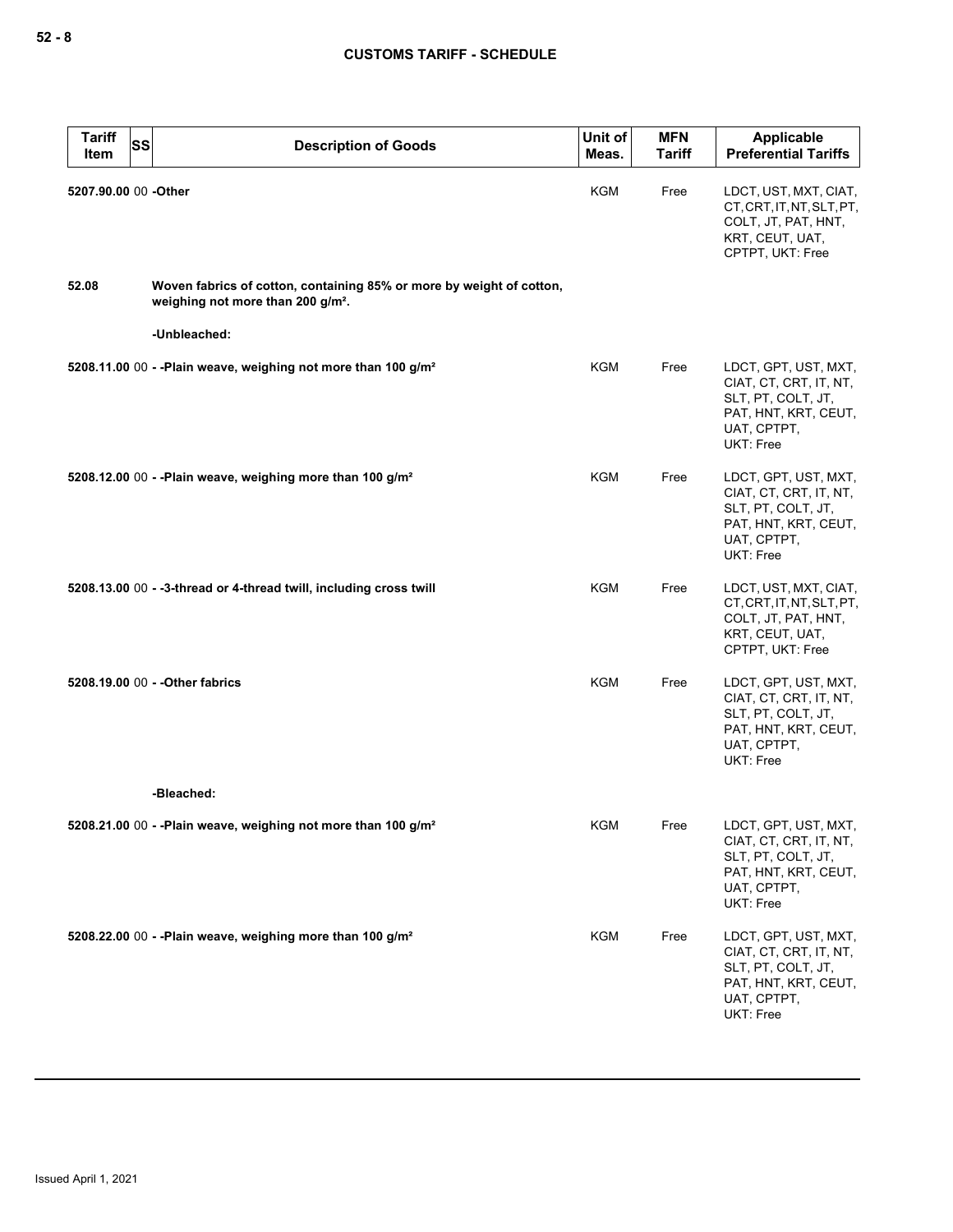| Tariff Item | SS | Description of Goods | Unit of Meas. | MFN Tariff | Applicable Preferential Tariffs |
|---|---|---|---|---|---|
| 5207.90.00 | 00 | -Other | KGM | Free | LDCT, UST, MXT, CIAT, CT, CRT, IT, NT, SLT, PT, COLT, JT, PAT, HNT, KRT, CEUT, UAT, CPTPT, UKT: Free |
| 52.08 | | **Woven fabrics of cotton, containing 85% or more by weight of cotton, weighing not more than 200 g/m².** | | | |
| | | -Unbleached: | | | |
| 5208.11.00 | 00 | - -Plain weave, weighing not more than 100 g/m² | KGM | Free | LDCT, GPT, UST, MXT, CIAT, CT, CRT, IT, NT, SLT, PT, COLT, JT, PAT, HNT, KRT, CEUT, UAT, CPTPT, UKT: Free |
| 5208.12.00 | 00 | - -Plain weave, weighing more than 100 g/m² | KGM | Free | LDCT, GPT, UST, MXT, CIAT, CT, CRT, IT, NT, SLT, PT, COLT, JT, PAT, HNT, KRT, CEUT, UAT, CPTPT, UKT: Free |
| 5208.13.00 | 00 | - -3-thread or 4-thread twill, including cross twill | KGM | Free | LDCT, UST, MXT, CIAT, CT, CRT, IT, NT, SLT, PT, COLT, JT, PAT, HNT, KRT, CEUT, UAT, CPTPT, UKT: Free |
| 5208.19.00 | 00 | - -Other fabrics | KGM | Free | LDCT, GPT, UST, MXT, CIAT, CT, CRT, IT, NT, SLT, PT, COLT, JT, PAT, HNT, KRT, CEUT, UAT, CPTPT, UKT: Free |
| | | -Bleached: | | | |
| 5208.21.00 | 00 | - -Plain weave, weighing not more than 100 g/m² | KGM | Free | LDCT, GPT, UST, MXT, CIAT, CT, CRT, IT, NT, SLT, PT, COLT, JT, PAT, HNT, KRT, CEUT, UAT, CPTPT, UKT: Free |
| 5208.22.00 | 00 | - -Plain weave, weighing more than 100 g/m² | KGM | Free | LDCT, GPT, UST, MXT, CIAT, CT, CRT, IT, NT, SLT, PT, COLT, JT, PAT, HNT, KRT, CEUT, UAT, CPTPT, UKT: Free |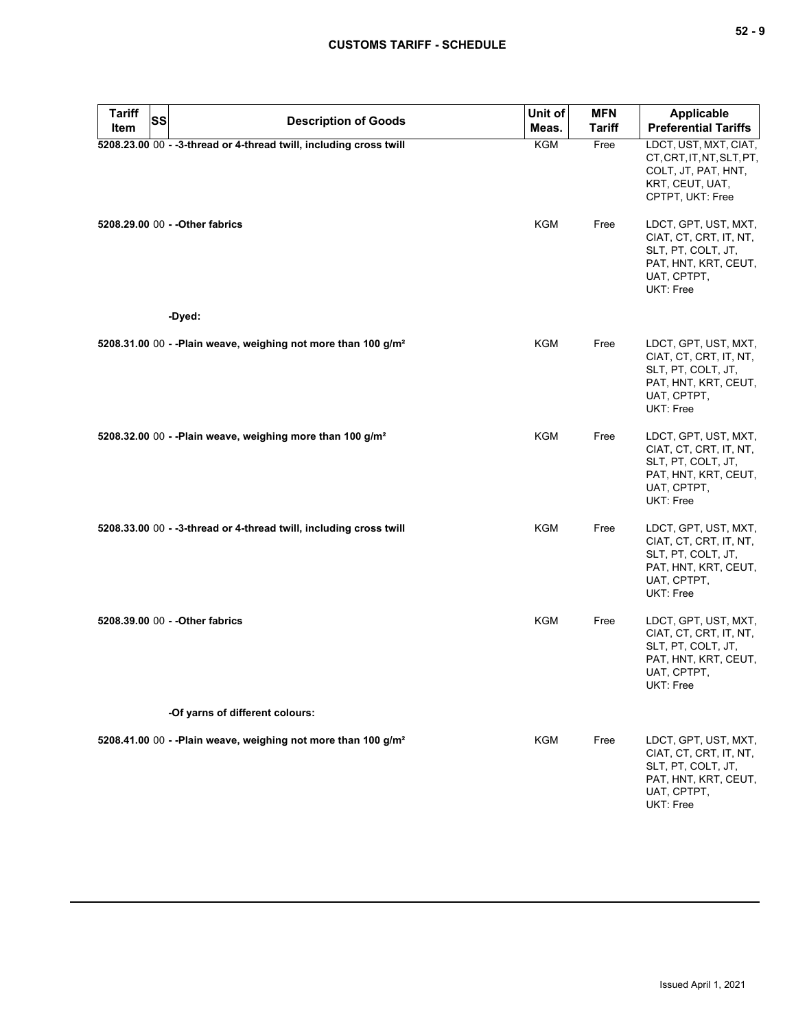| Tariff Item | SS | Description of Goods | Unit of Meas. | MFN Tariff | Applicable Preferential Tariffs |
|---|---|---|---|---|---|
| 5208.23.00 | 00 | - -3-thread or 4-thread twill, including cross twill | KGM | Free | LDCT, UST, MXT, CIAT, CT, CRT, IT, NT, SLT, PT, COLT, JT, PAT, HNT, KRT, CEUT, UAT, CPTPT, UKT: Free |
| 5208.29.00 | 00 | - -Other fabrics | KGM | Free | LDCT, GPT, UST, MXT, CIAT, CT, CRT, IT, NT, SLT, PT, COLT, JT, PAT, HNT, KRT, CEUT, UAT, CPTPT, UKT: Free |
| | | -Dyed: | | | |
| 5208.31.00 | 00 | - -Plain weave, weighing not more than 100 g/m² | KGM | Free | LDCT, GPT, UST, MXT, CIAT, CT, CRT, IT, NT, SLT, PT, COLT, JT, PAT, HNT, KRT, CEUT, UAT, CPTPT, UKT: Free |
| 5208.32.00 | 00 | - -Plain weave, weighing more than 100 g/m² | KGM | Free | LDCT, GPT, UST, MXT, CIAT, CT, CRT, IT, NT, SLT, PT, COLT, JT, PAT, HNT, KRT, CEUT, UAT, CPTPT, UKT: Free |
| 5208.33.00 | 00 | - -3-thread or 4-thread twill, including cross twill | KGM | Free | LDCT, GPT, UST, MXT, CIAT, CT, CRT, IT, NT, SLT, PT, COLT, JT, PAT, HNT, KRT, CEUT, UAT, CPTPT, UKT: Free |
| 5208.39.00 | 00 | - -Other fabrics | KGM | Free | LDCT, GPT, UST, MXT, CIAT, CT, CRT, IT, NT, SLT, PT, COLT, JT, PAT, HNT, KRT, CEUT, UAT, CPTPT, UKT: Free |
| | | -Of yarns of different colours: | | | |
| 5208.41.00 | 00 | - -Plain weave, weighing not more than 100 g/m² | KGM | Free | LDCT, GPT, UST, MXT, CIAT, CT, CRT, IT, NT, SLT, PT, COLT, JT, PAT, HNT, KRT, CEUT, UAT, CPTPT, UKT: Free |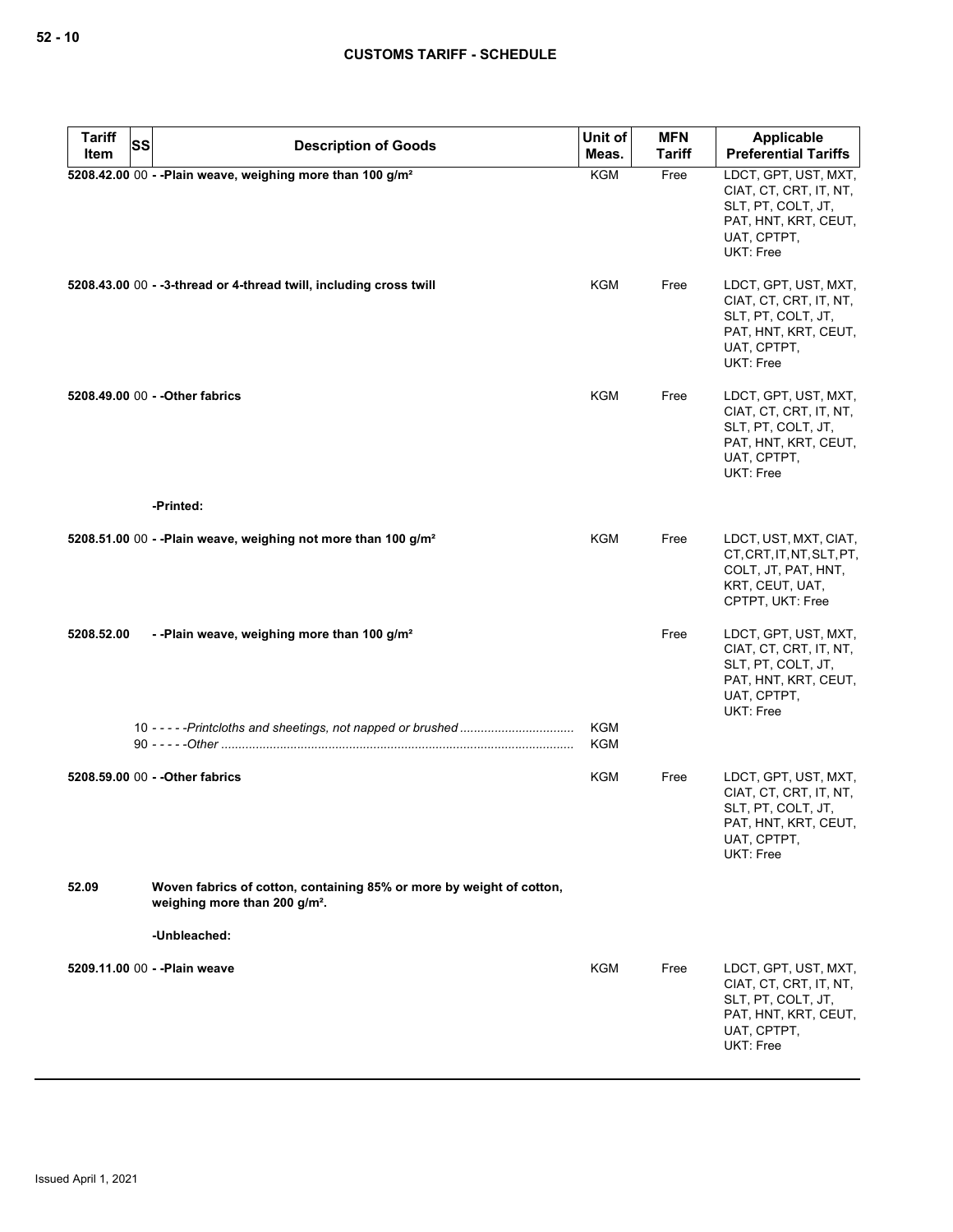| Tariff Item | SS | Description of Goods | Unit of Meas. | MFN Tariff | Applicable Preferential Tariffs |
|---|---|---|---|---|---|
| 5208.42.00 | 00 | - -Plain weave, weighing more than 100 g/m² | KGM | Free | LDCT, GPT, UST, MXT, CIAT, CT, CRT, IT, NT, SLT, PT, COLT, JT, PAT, HNT, KRT, CEUT, UAT, CPTPT, UKT: Free |
| 5208.43.00 | 00 | - -3-thread or 4-thread twill, including cross twill | KGM | Free | LDCT, GPT, UST, MXT, CIAT, CT, CRT, IT, NT, SLT, PT, COLT, JT, PAT, HNT, KRT, CEUT, UAT, CPTPT, UKT: Free |
| 5208.49.00 | 00 | - -Other fabrics | KGM | Free | LDCT, GPT, UST, MXT, CIAT, CT, CRT, IT, NT, SLT, PT, COLT, JT, PAT, HNT, KRT, CEUT, UAT, CPTPT, UKT: Free |
| | | -Printed: | | | |
| 5208.51.00 | 00 | - -Plain weave, weighing not more than 100 g/m² | KGM | Free | LDCT, UST, MXT, CIAT, CT, CRT, IT, NT, SLT, PT, COLT, JT, PAT, HNT, KRT, CEUT, UAT, CPTPT, UKT: Free |
| 5208.52.00 | | - -Plain weave, weighing more than 100 g/m² | | Free | LDCT, GPT, UST, MXT, CIAT, CT, CRT, IT, NT, SLT, PT, COLT, JT, PAT, HNT, KRT, CEUT, UAT, CPTPT, UKT: Free |
| | 10 | - - - - -*Printcloths and sheetings, not napped or brushed* | KGM | | |
| | 90 | - - - - -*Other* | KGM | | |
| 5208.59.00 | 00 | - -Other fabrics | KGM | Free | LDCT, GPT, UST, MXT, CIAT, CT, CRT, IT, NT, SLT, PT, COLT, JT, PAT, HNT, KRT, CEUT, UAT, CPTPT, UKT: Free |
| 52.09 | | **Woven fabrics of cotton, containing 85% or more by weight of cotton, weighing more than 200 g/m².** | | | |
| | | -Unbleached: | | | |
| 5209.11.00 | 00 | - -Plain weave | KGM | Free | LDCT, GPT, UST, MXT, CIAT, CT, CRT, IT, NT, SLT, PT, COLT, JT, PAT, HNT, KRT, CEUT, UAT, CPTPT, UKT: Free |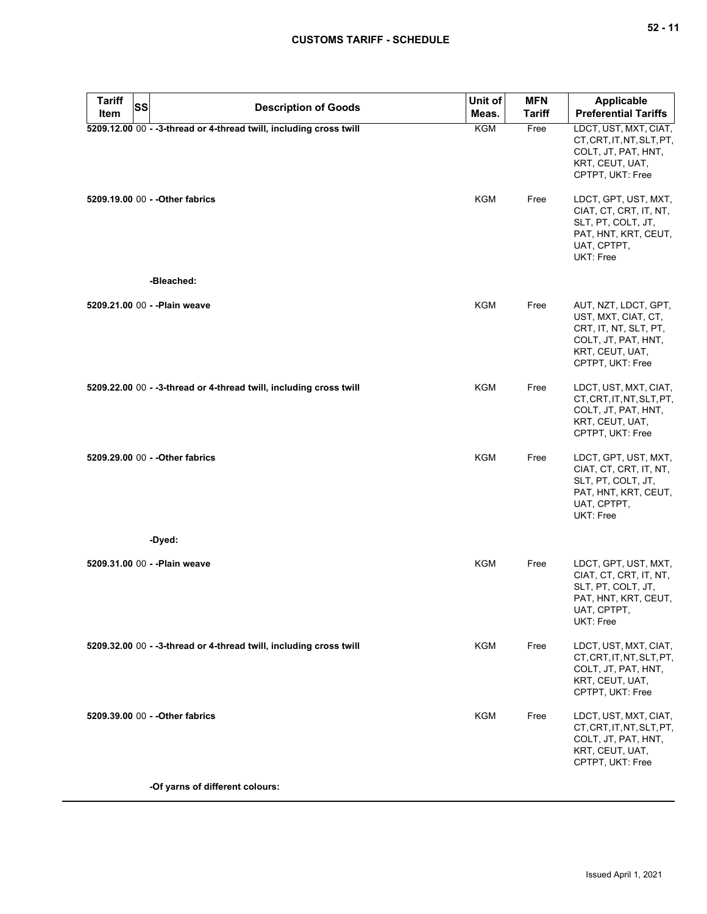| Tariff Item | SS | Description of Goods | Unit of Meas. | MFN Tariff | Applicable Preferential Tariffs |
|---|---|---|---|---|---|
| 5209.12.00 | 00 | - -3-thread or 4-thread twill, including cross twill | KGM | Free | LDCT, UST, MXT, CIAT, CT, CRT, IT, NT, SLT, PT, COLT, JT, PAT, HNT, KRT, CEUT, UAT, CPTPT, UKT: Free |
| 5209.19.00 | 00 | - -Other fabrics | KGM | Free | LDCT, GPT, UST, MXT, CIAT, CT, CRT, IT, NT, SLT, PT, COLT, JT, PAT, HNT, KRT, CEUT, UAT, CPTPT, UKT: Free |
| | | -Bleached: | | | |
| 5209.21.00 | 00 | - -Plain weave | KGM | Free | AUT, NZT, LDCT, GPT, UST, MXT, CIAT, CT, CRT, IT, NT, SLT, PT, COLT, JT, PAT, HNT, KRT, CEUT, UAT, CPTPT, UKT: Free |
| 5209.22.00 | 00 | - -3-thread or 4-thread twill, including cross twill | KGM | Free | LDCT, UST, MXT, CIAT, CT, CRT, IT, NT, SLT, PT, COLT, JT, PAT, HNT, KRT, CEUT, UAT, CPTPT, UKT: Free |
| 5209.29.00 | 00 | - -Other fabrics | KGM | Free | LDCT, GPT, UST, MXT, CIAT, CT, CRT, IT, NT, SLT, PT, COLT, JT, PAT, HNT, KRT, CEUT, UAT, CPTPT, UKT: Free |
| | | -Dyed: | | | |
| 5209.31.00 | 00 | - -Plain weave | KGM | Free | LDCT, GPT, UST, MXT, CIAT, CT, CRT, IT, NT, SLT, PT, COLT, JT, PAT, HNT, KRT, CEUT, UAT, CPTPT, UKT: Free |
| 5209.32.00 | 00 | - -3-thread or 4-thread twill, including cross twill | KGM | Free | LDCT, UST, MXT, CIAT, CT, CRT, IT, NT, SLT, PT, COLT, JT, PAT, HNT, KRT, CEUT, UAT, CPTPT, UKT: Free |
| 5209.39.00 | 00 | - -Other fabrics | KGM | Free | LDCT, UST, MXT, CIAT, CT, CRT, IT, NT, SLT, PT, COLT, JT, PAT, HNT, KRT, CEUT, UAT, CPTPT, UKT: Free |
| | | -Of yarns of different colours: | | | |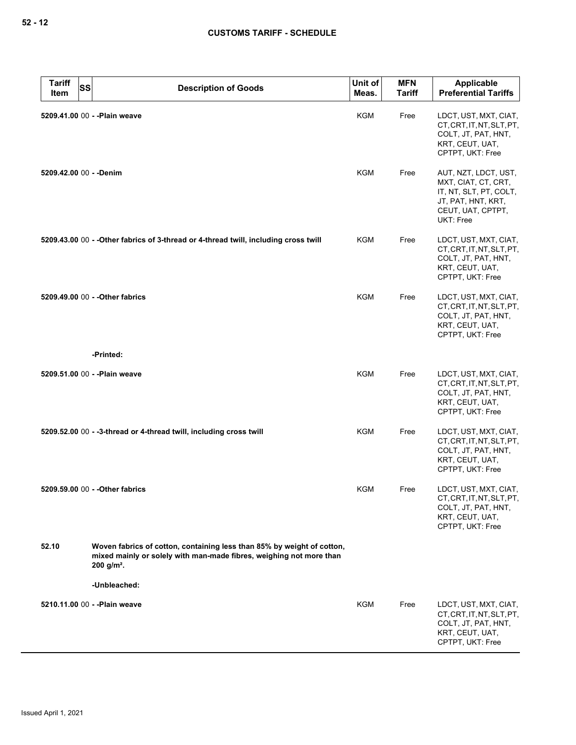| Tariff Item | SS | Description of Goods | Unit of Meas. | MFN Tariff | Applicable Preferential Tariffs |
|---|---|---|---|---|---|
| 5209.41.00 | 00 | - -Plain weave | KGM | Free | LDCT, UST, MXT, CIAT, CT, CRT, IT, NT, SLT, PT, COLT, JT, PAT, HNT, KRT, CEUT, UAT, CPTPT, UKT: Free |
| 5209.42.00 | 00 | - -Denim | KGM | Free | AUT, NZT, LDCT, UST, MXT, CIAT, CT, CRT, IT, NT, SLT, PT, COLT, JT, PAT, HNT, KRT, CEUT, UAT, CPTPT, UKT: Free |
| 5209.43.00 | 00 | - -Other fabrics of 3-thread or 4-thread twill, including cross twill | KGM | Free | LDCT, UST, MXT, CIAT, CT, CRT, IT, NT, SLT, PT, COLT, JT, PAT, HNT, KRT, CEUT, UAT, CPTPT, UKT: Free |
| 5209.49.00 | 00 | - -Other fabrics | KGM | Free | LDCT, UST, MXT, CIAT, CT, CRT, IT, NT, SLT, PT, COLT, JT, PAT, HNT, KRT, CEUT, UAT, CPTPT, UKT: Free |
| | | -Printed: | | | |
| 5209.51.00 | 00 | - -Plain weave | KGM | Free | LDCT, UST, MXT, CIAT, CT, CRT, IT, NT, SLT, PT, COLT, JT, PAT, HNT, KRT, CEUT, UAT, CPTPT, UKT: Free |
| 5209.52.00 | 00 | - -3-thread or 4-thread twill, including cross twill | KGM | Free | LDCT, UST, MXT, CIAT, CT, CRT, IT, NT, SLT, PT, COLT, JT, PAT, HNT, KRT, CEUT, UAT, CPTPT, UKT: Free |
| 5209.59.00 | 00 | - -Other fabrics | KGM | Free | LDCT, UST, MXT, CIAT, CT, CRT, IT, NT, SLT, PT, COLT, JT, PAT, HNT, KRT, CEUT, UAT, CPTPT, UKT: Free |
| 52.10 | | Woven fabrics of cotton, containing less than 85% by weight of cotton, mixed mainly or solely with man-made fibres, weighing not more than 200 g/m². | | | |
| | | -Unbleached: | | | |
| 5210.11.00 | 00 | - -Plain weave | KGM | Free | LDCT, UST, MXT, CIAT, CT, CRT, IT, NT, SLT, PT, COLT, JT, PAT, HNT, KRT, CEUT, UAT, CPTPT, UKT: Free |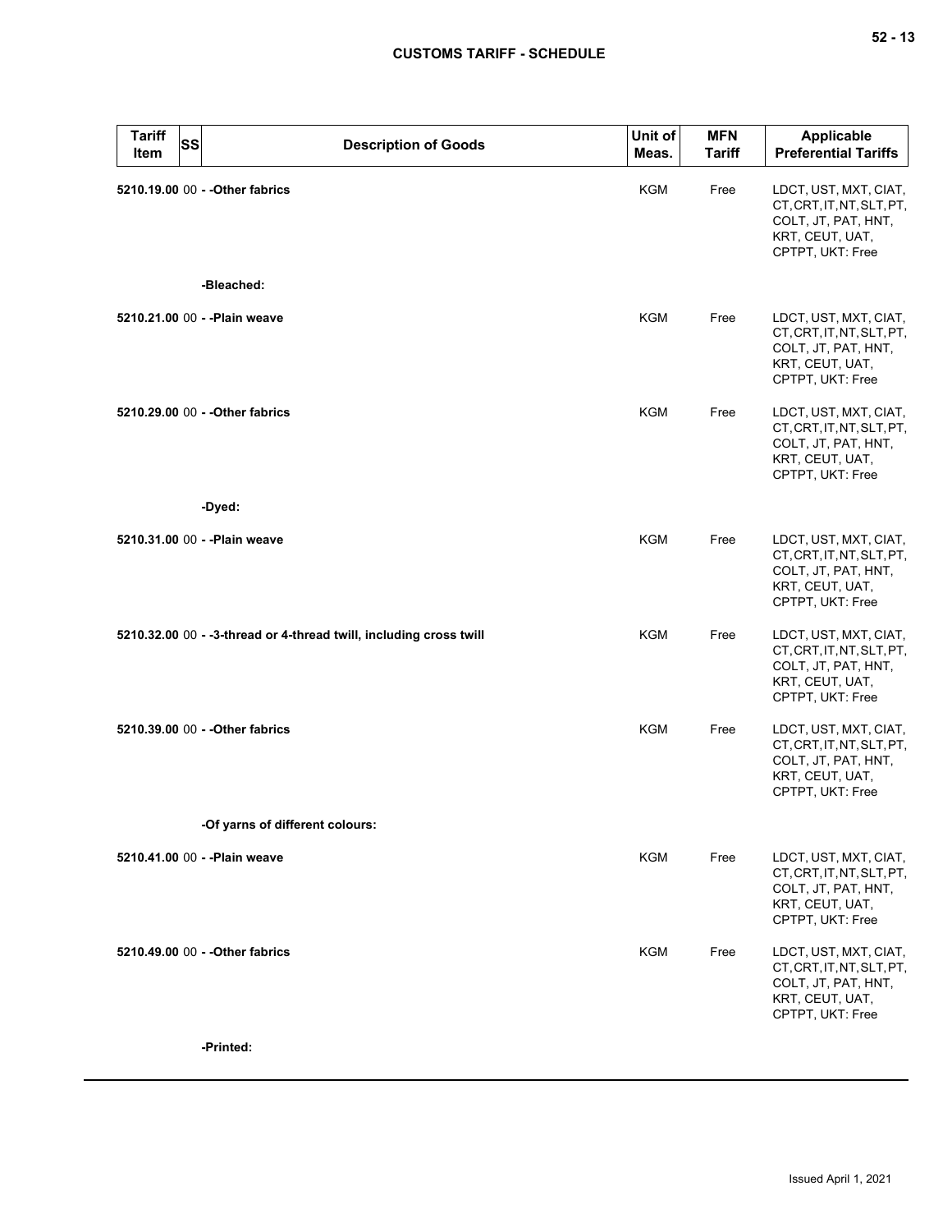| Tariff Item | SS | Description of Goods | Unit of Meas. | MFN Tariff | Applicable Preferential Tariffs |
|---|---|---|---|---|---|
| 5210.19.00 | 00 | - -Other fabrics | KGM | Free | LDCT, UST, MXT, CIAT, CT, CRT, IT, NT, SLT, PT, COLT, JT, PAT, HNT, KRT, CEUT, UAT, CPTPT, UKT: Free |
| | | -Bleached: | | | |
| 5210.21.00 | 00 | - -Plain weave | KGM | Free | LDCT, UST, MXT, CIAT, CT, CRT, IT, NT, SLT, PT, COLT, JT, PAT, HNT, KRT, CEUT, UAT, CPTPT, UKT: Free |
| 5210.29.00 | 00 | - -Other fabrics | KGM | Free | LDCT, UST, MXT, CIAT, CT, CRT, IT, NT, SLT, PT, COLT, JT, PAT, HNT, KRT, CEUT, UAT, CPTPT, UKT: Free |
| | | -Dyed: | | | |
| 5210.31.00 | 00 | - -Plain weave | KGM | Free | LDCT, UST, MXT, CIAT, CT, CRT, IT, NT, SLT, PT, COLT, JT, PAT, HNT, KRT, CEUT, UAT, CPTPT, UKT: Free |
| 5210.32.00 | 00 | - -3-thread or 4-thread twill, including cross twill | KGM | Free | LDCT, UST, MXT, CIAT, CT, CRT, IT, NT, SLT, PT, COLT, JT, PAT, HNT, KRT, CEUT, UAT, CPTPT, UKT: Free |
| 5210.39.00 | 00 | - -Other fabrics | KGM | Free | LDCT, UST, MXT, CIAT, CT, CRT, IT, NT, SLT, PT, COLT, JT, PAT, HNT, KRT, CEUT, UAT, CPTPT, UKT: Free |
| | | -Of yarns of different colours: | | | |
| 5210.41.00 | 00 | - -Plain weave | KGM | Free | LDCT, UST, MXT, CIAT, CT, CRT, IT, NT, SLT, PT, COLT, JT, PAT, HNT, KRT, CEUT, UAT, CPTPT, UKT: Free |
| 5210.49.00 | 00 | - -Other fabrics | KGM | Free | LDCT, UST, MXT, CIAT, CT, CRT, IT, NT, SLT, PT, COLT, JT, PAT, HNT, KRT, CEUT, UAT, CPTPT, UKT: Free |
| | | -Printed: | | | |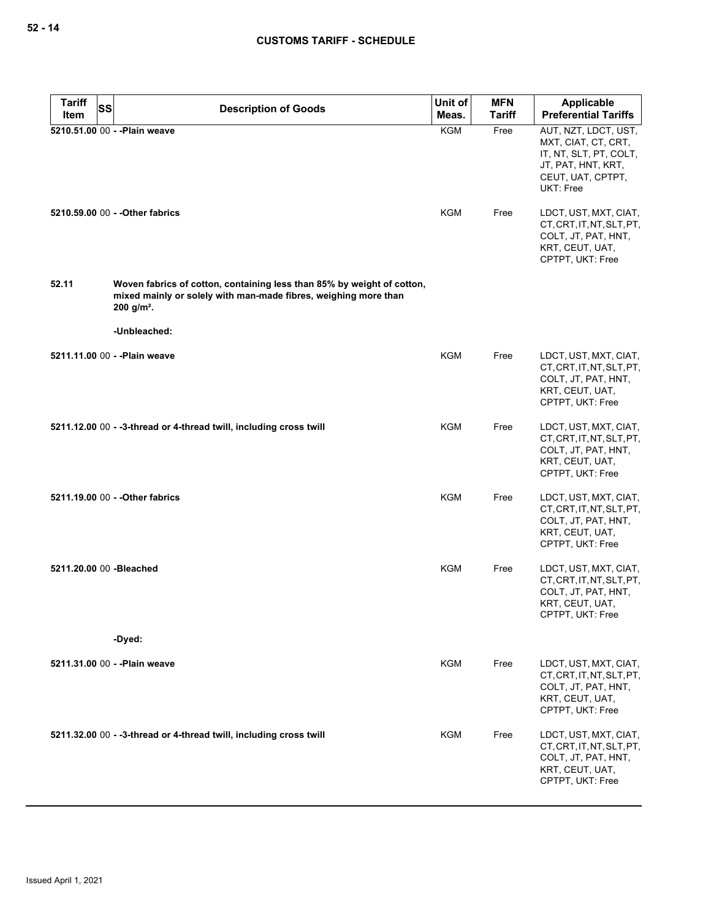| Tariff Item | SS | Description of Goods | Unit of Meas. | MFN Tariff | Applicable Preferential Tariffs |
|---|---|---|---|---|---|
| 5210.51.00 | 00 | - -Plain weave | KGM | Free | AUT, NZT, LDCT, UST, MXT, CIAT, CT, CRT, IT, NT, SLT, PT, COLT, JT, PAT, HNT, KRT, CEUT, UAT, CPTPT, UKT: Free |
| 5210.59.00 | 00 | - -Other fabrics | KGM | Free | LDCT, UST, MXT, CIAT, CT, CRT, IT, NT, SLT, PT, COLT, JT, PAT, HNT, KRT, CEUT, UAT, CPTPT, UKT: Free |
| 52.11 | | **Woven fabrics of cotton, containing less than 85% by weight of cotton, mixed mainly or solely with man-made fibres, weighing more than 200 g/m².** | | | |
| | | -Unbleached: | | | |
| 5211.11.00 | 00 | - -Plain weave | KGM | Free | LDCT, UST, MXT, CIAT, CT, CRT, IT, NT, SLT, PT, COLT, JT, PAT, HNT, KRT, CEUT, UAT, CPTPT, UKT: Free |
| 5211.12.00 | 00 | - -3-thread or 4-thread twill, including cross twill | KGM | Free | LDCT, UST, MXT, CIAT, CT, CRT, IT, NT, SLT, PT, COLT, JT, PAT, HNT, KRT, CEUT, UAT, CPTPT, UKT: Free |
| 5211.19.00 | 00 | - -Other fabrics | KGM | Free | LDCT, UST, MXT, CIAT, CT, CRT, IT, NT, SLT, PT, COLT, JT, PAT, HNT, KRT, CEUT, UAT, CPTPT, UKT: Free |
| 5211.20.00 | 00 | -Bleached | KGM | Free | LDCT, UST, MXT, CIAT, CT, CRT, IT, NT, SLT, PT, COLT, JT, PAT, HNT, KRT, CEUT, UAT, CPTPT, UKT: Free |
| | | -Dyed: | | | |
| 5211.31.00 | 00 | - -Plain weave | KGM | Free | LDCT, UST, MXT, CIAT, CT, CRT, IT, NT, SLT, PT, COLT, JT, PAT, HNT, KRT, CEUT, UAT, CPTPT, UKT: Free |
| 5211.32.00 | 00 | - -3-thread or 4-thread twill, including cross twill | KGM | Free | LDCT, UST, MXT, CIAT, CT, CRT, IT, NT, SLT, PT, COLT, JT, PAT, HNT, KRT, CEUT, UAT, CPTPT, UKT: Free |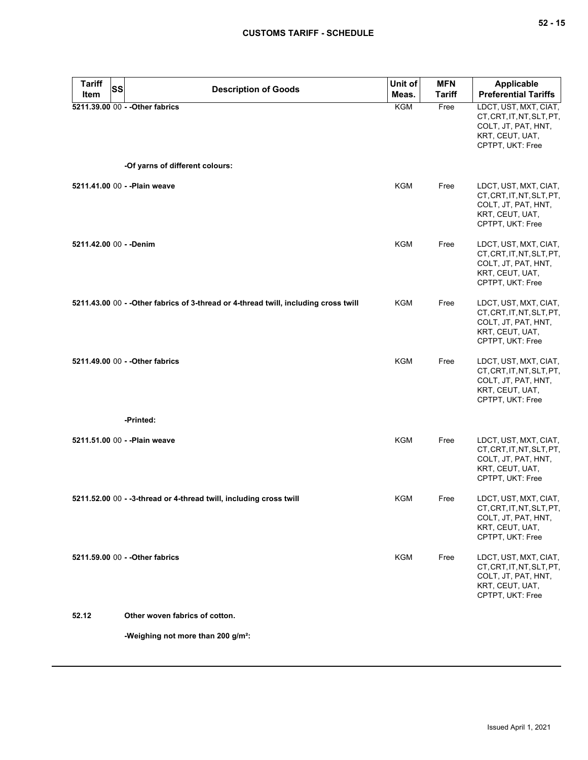| Tariff Item | SS | Description of Goods | Unit of Meas. | MFN Tariff | Applicable Preferential Tariffs |
|---|---|---|---|---|---|
| 5211.39.00 | 00 | - -Other fabrics | KGM | Free | LDCT, UST, MXT, CIAT, CT, CRT, IT, NT, SLT, PT, COLT, JT, PAT, HNT, KRT, CEUT, UAT, CPTPT, UKT: Free |
| | | -Of yarns of different colours: | | | |
| 5211.41.00 | 00 | - -Plain weave | KGM | Free | LDCT, UST, MXT, CIAT, CT, CRT, IT, NT, SLT, PT, COLT, JT, PAT, HNT, KRT, CEUT, UAT, CPTPT, UKT: Free |
| 5211.42.00 | 00 | - -Denim | KGM | Free | LDCT, UST, MXT, CIAT, CT, CRT, IT, NT, SLT, PT, COLT, JT, PAT, HNT, KRT, CEUT, UAT, CPTPT, UKT: Free |
| 5211.43.00 | 00 | - -Other fabrics of 3-thread or 4-thread twill, including cross twill | KGM | Free | LDCT, UST, MXT, CIAT, CT, CRT, IT, NT, SLT, PT, COLT, JT, PAT, HNT, KRT, CEUT, UAT, CPTPT, UKT: Free |
| 5211.49.00 | 00 | - -Other fabrics | KGM | Free | LDCT, UST, MXT, CIAT, CT, CRT, IT, NT, SLT, PT, COLT, JT, PAT, HNT, KRT, CEUT, UAT, CPTPT, UKT: Free |
| | | -Printed: | | | |
| 5211.51.00 | 00 | - -Plain weave | KGM | Free | LDCT, UST, MXT, CIAT, CT, CRT, IT, NT, SLT, PT, COLT, JT, PAT, HNT, KRT, CEUT, UAT, CPTPT, UKT: Free |
| 5211.52.00 | 00 | - -3-thread or 4-thread twill, including cross twill | KGM | Free | LDCT, UST, MXT, CIAT, CT, CRT, IT, NT, SLT, PT, COLT, JT, PAT, HNT, KRT, CEUT, UAT, CPTPT, UKT: Free |
| 5211.59.00 | 00 | - -Other fabrics | KGM | Free | LDCT, UST, MXT, CIAT, CT, CRT, IT, NT, SLT, PT, COLT, JT, PAT, HNT, KRT, CEUT, UAT, CPTPT, UKT: Free |
| 52.12 | | Other woven fabrics of cotton. | | | |
| | | -Weighing not more than 200 g/m²: | | | |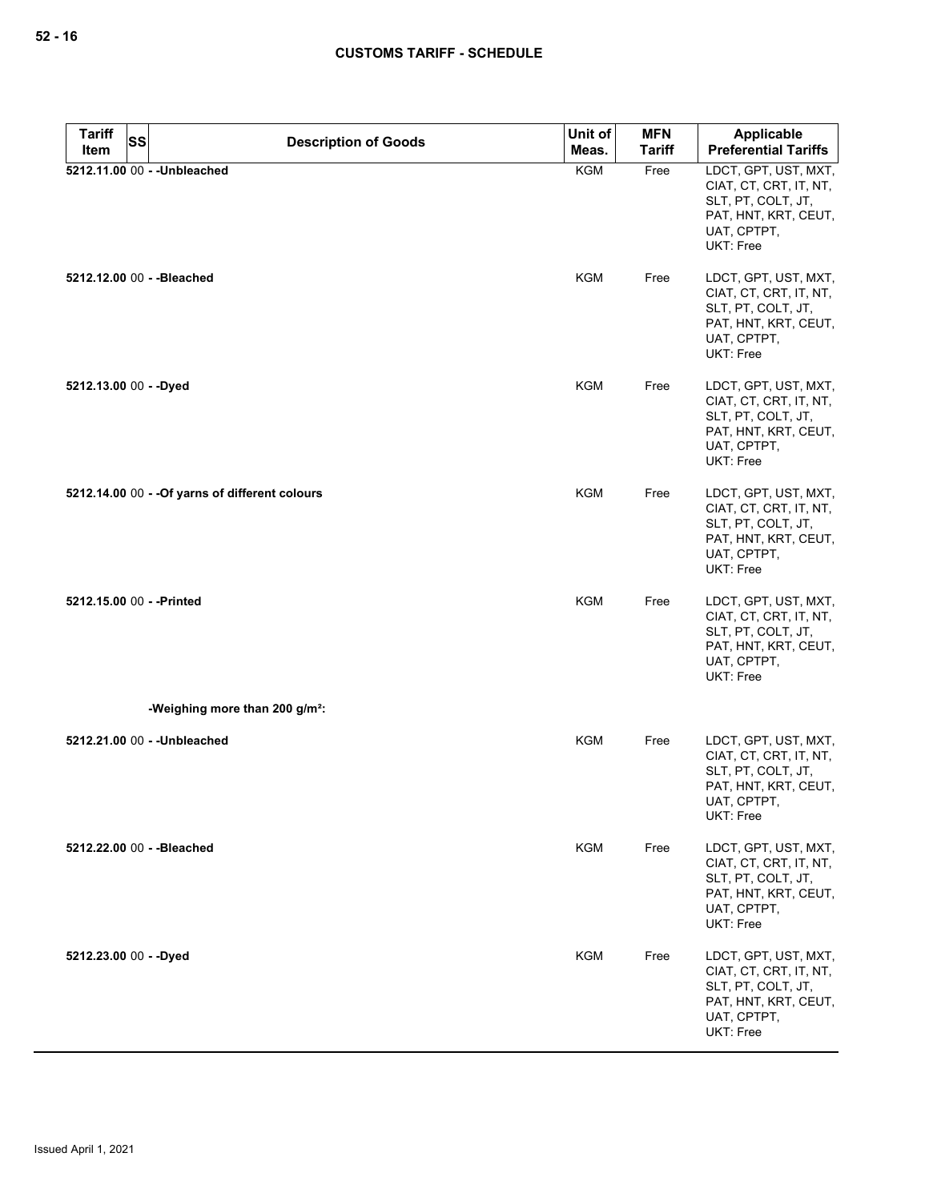| Tariff Item | SS | Description of Goods | Unit of Meas. | MFN Tariff | Applicable Preferential Tariffs |
|---|---|---|---|---|---|
| **5212.11.00** | 00 | **- -Unbleached** | KGM | Free | LDCT, GPT, UST, MXT, CIAT, CT, CRT, IT, NT, SLT, PT, COLT, JT, PAT, HNT, KRT, CEUT, UAT, CPTPT, UKT: Free |
| **5212.12.00** | 00 | **- -Bleached** | KGM | Free | LDCT, GPT, UST, MXT, CIAT, CT, CRT, IT, NT, SLT, PT, COLT, JT, PAT, HNT, KRT, CEUT, UAT, CPTPT, UKT: Free |
| **5212.13.00** | 00 | **- -Dyed** | KGM | Free | LDCT, GPT, UST, MXT, CIAT, CT, CRT, IT, NT, SLT, PT, COLT, JT, PAT, HNT, KRT, CEUT, UAT, CPTPT, UKT: Free |
| **5212.14.00** | 00 | **- -Of yarns of different colours** | KGM | Free | LDCT, GPT, UST, MXT, CIAT, CT, CRT, IT, NT, SLT, PT, COLT, JT, PAT, HNT, KRT, CEUT, UAT, CPTPT, UKT: Free |
| **5212.15.00** | 00 | **- -Printed** | KGM | Free | LDCT, GPT, UST, MXT, CIAT, CT, CRT, IT, NT, SLT, PT, COLT, JT, PAT, HNT, KRT, CEUT, UAT, CPTPT, UKT: Free |
| | | **-Weighing more than 200 g/m²:** | | | |
| **5212.21.00** | 00 | **- -Unbleached** | KGM | Free | LDCT, GPT, UST, MXT, CIAT, CT, CRT, IT, NT, SLT, PT, COLT, JT, PAT, HNT, KRT, CEUT, UAT, CPTPT, UKT: Free |
| **5212.22.00** | 00 | **- -Bleached** | KGM | Free | LDCT, GPT, UST, MXT, CIAT, CT, CRT, IT, NT, SLT, PT, COLT, JT, PAT, HNT, KRT, CEUT, UAT, CPTPT, UKT: Free |
| **5212.23.00** | 00 | **- -Dyed** | KGM | Free | LDCT, GPT, UST, MXT, CIAT, CT, CRT, IT, NT, SLT, PT, COLT, JT, PAT, HNT, KRT, CEUT, UAT, CPTPT, UKT: Free |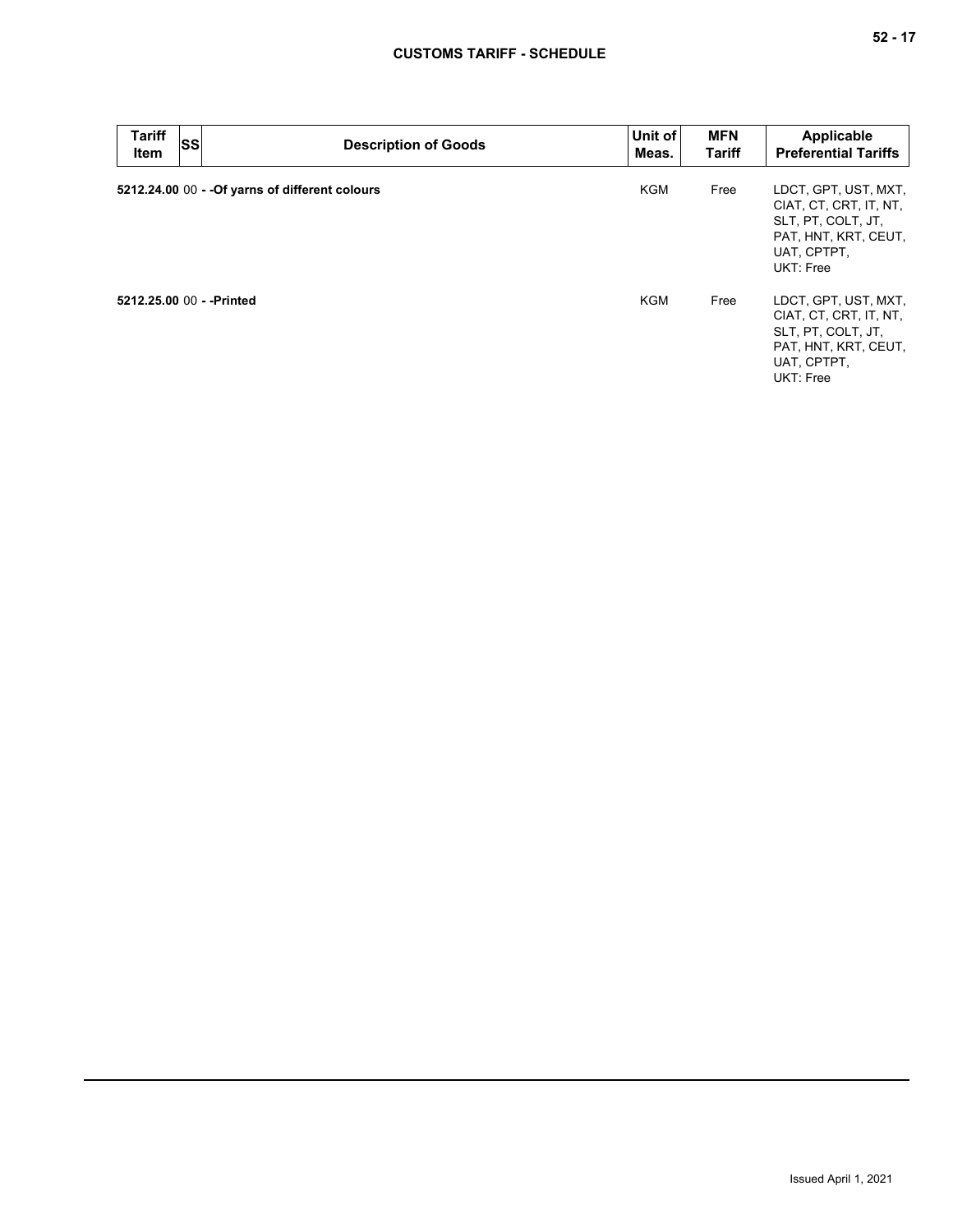| Tariff Item | SS | Description of Goods | Unit of Meas. | MFN Tariff | Applicable Preferential Tariffs |
|---|---|---|---|---|---|
| **5212.24.00** | 00 | **- -Of yarns of different colours** | KGM | Free | LDCT, GPT, UST, MXT, CIAT, CT, CRT, IT, NT, SLT, PT, COLT, JT, PAT, HNT, KRT, CEUT, UAT, CPTPT, UKT: Free |
| **5212.25.00** | 00 | **- -Printed** | KGM | Free | LDCT, GPT, UST, MXT, CIAT, CT, CRT, IT, NT, SLT, PT, COLT, JT, PAT, HNT, KRT, CEUT, UAT, CPTPT, UKT: Free |